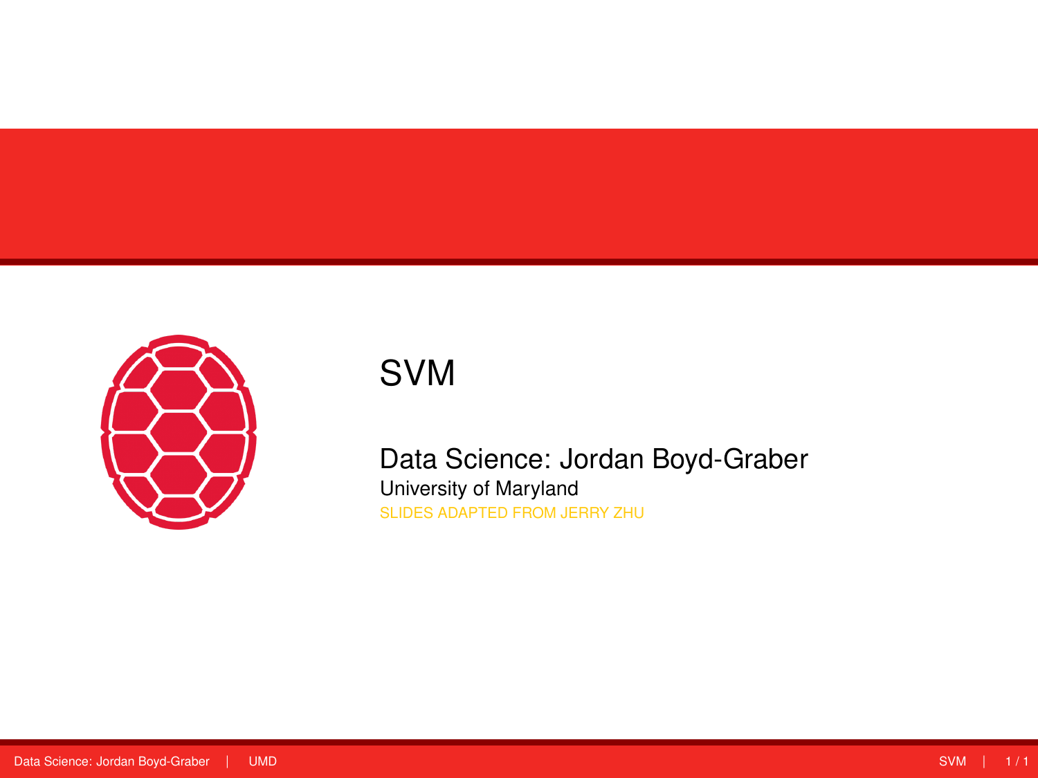# SVM

Data Science: Jordan Boyd-Graber

University of Maryland

SLIDES ADAPTED FROM JERRY ZHU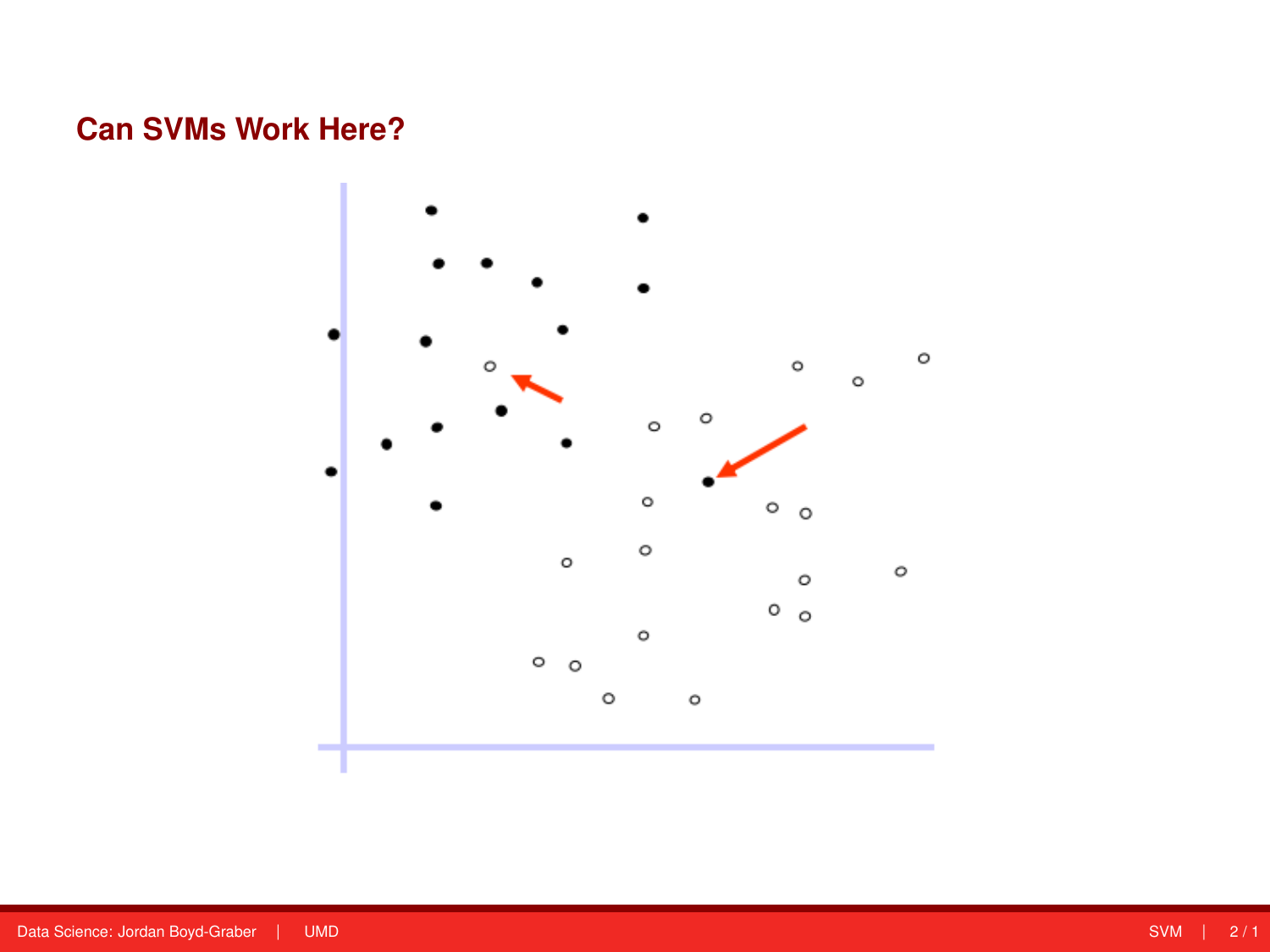## Can SVMs Work Here?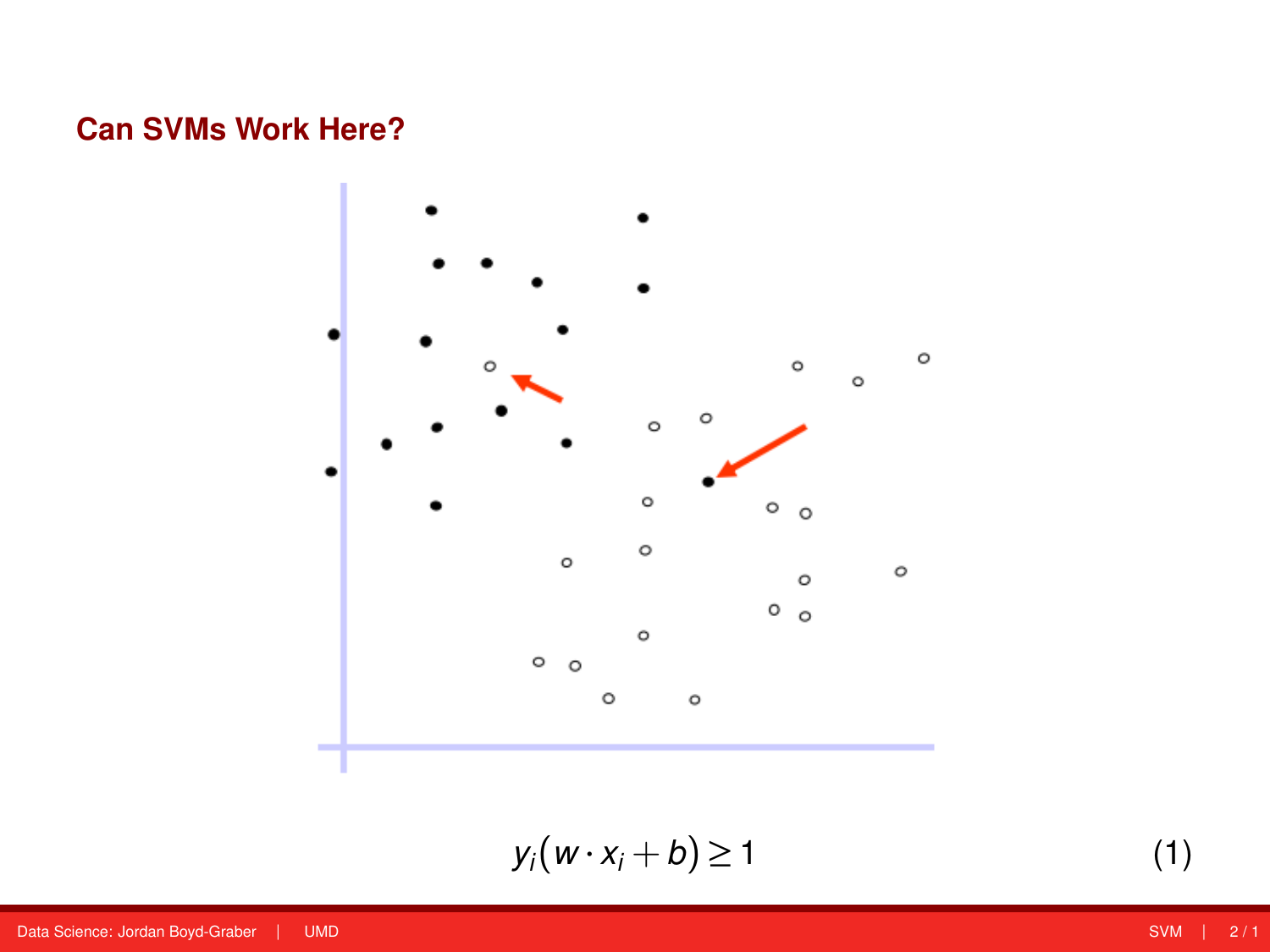## Can SVMs Work Here?

$$y_i(w \cdot x_i + b) \geq 1 \tag{1}$$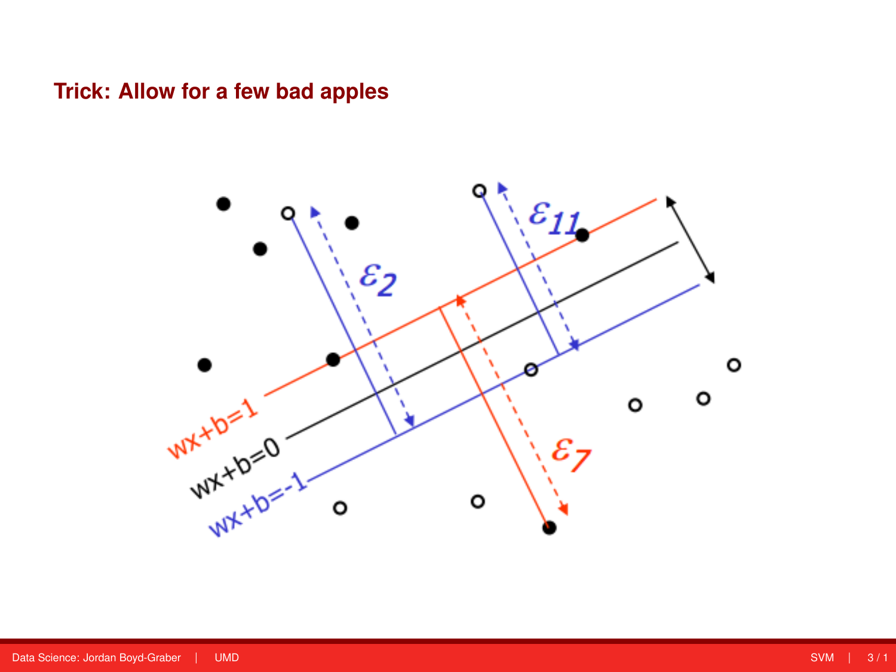## Trick: Allow for a few bad apples

$\varepsilon_{11}$

$\varepsilon_2$

$\varepsilon_7$

$wx+b=1$

$wx+b=0$

$wx+b=-1$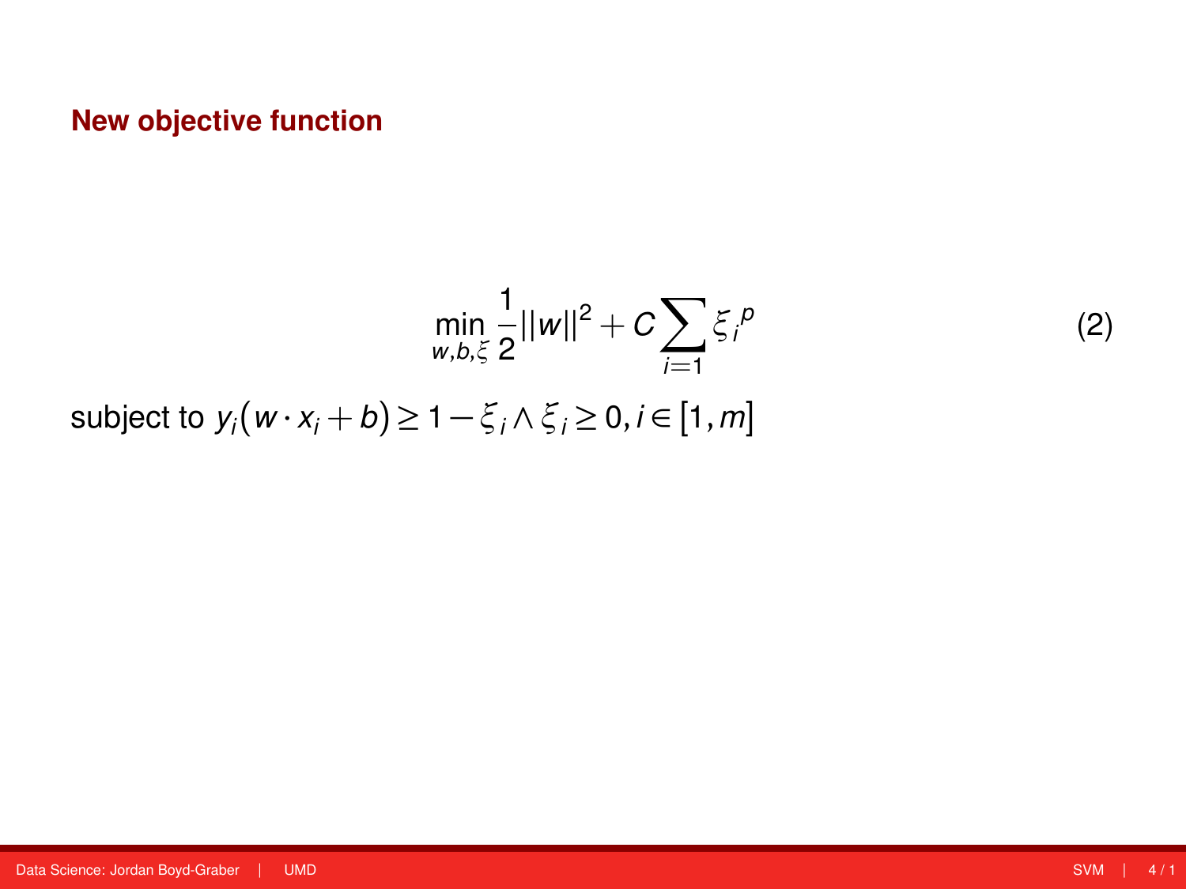## New objective function

$$\min_{w,b,\xi} \frac{1}{2}||w||^2 + C \sum_{i=1} {\xi_i}^p \tag{2}$$

subject to $y_i(w \cdot x_i + b) \geq 1 - \xi_i \wedge \xi_i \geq 0, i \in [1, m]$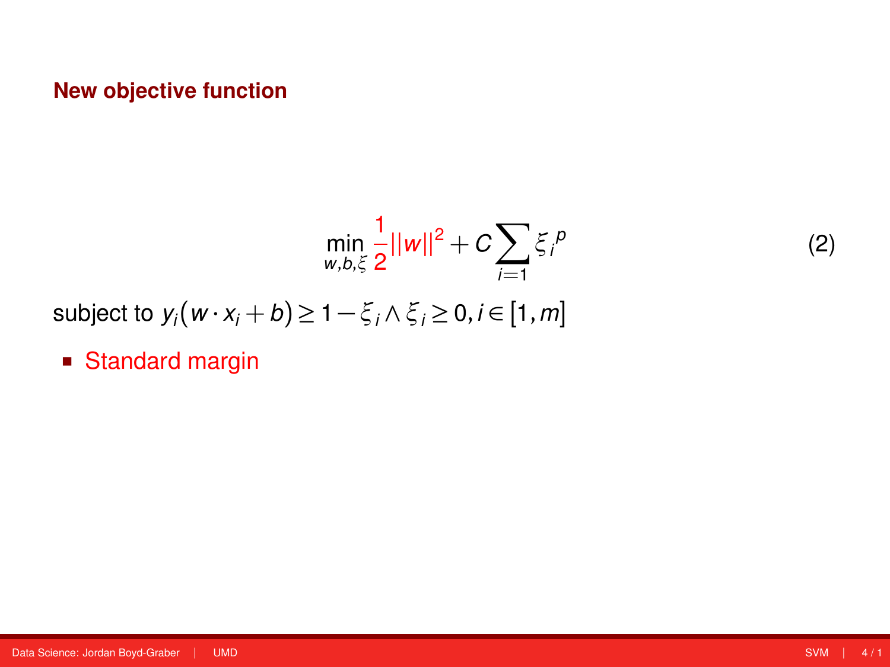## New objective function

$$\min_{w,b,\xi} \frac{1}{2}||w||^2 + C\sum_{i=1} \xi_i{}^p \tag{2}$$

subject to $y_i(w \cdot x_i + b) \geq 1 - \xi_i \wedge \xi_i \geq 0, i \in [1, m]$

- Standard margin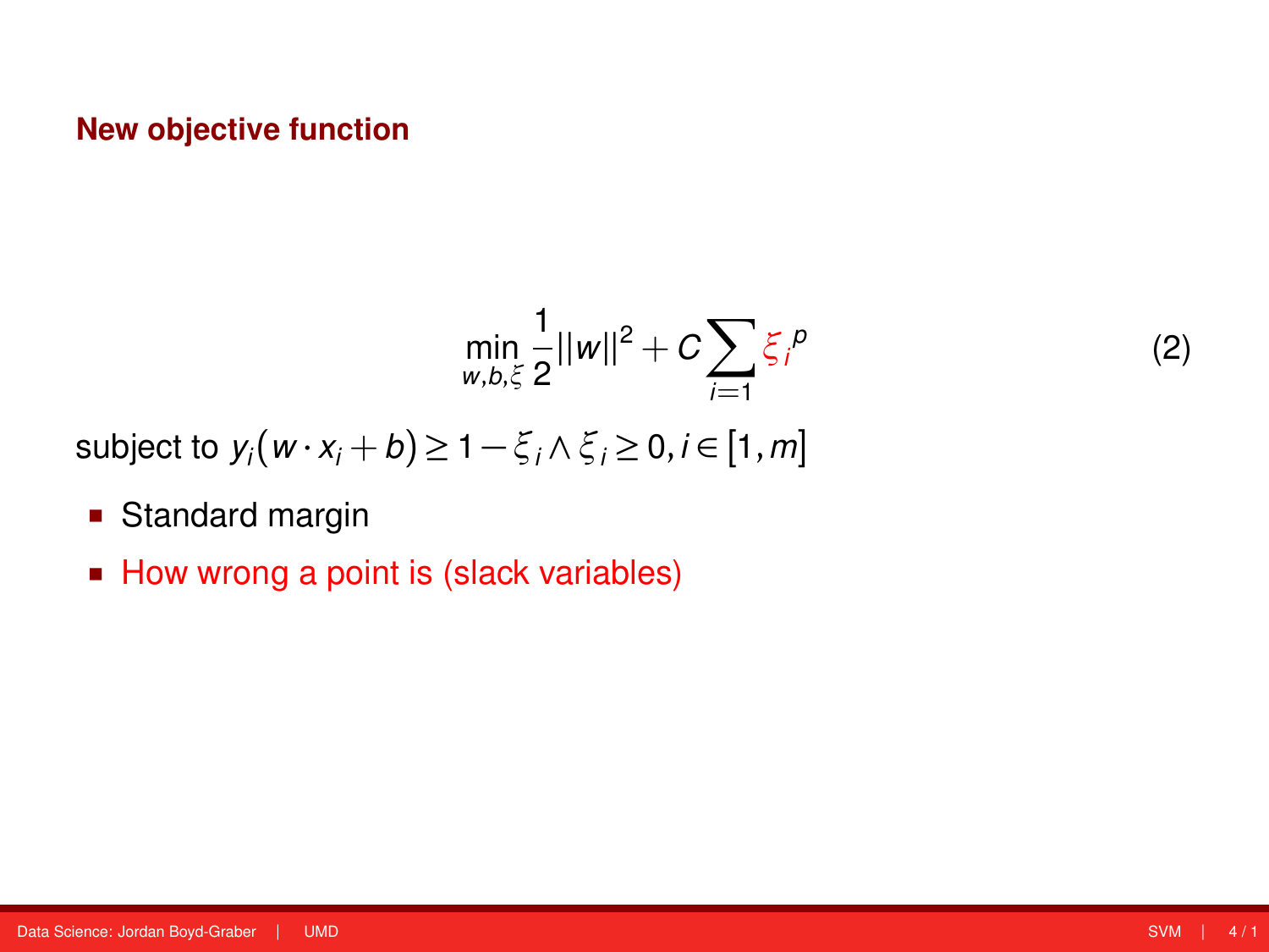## New objective function

$$\min_{w,b,\xi} \frac{1}{2}||w||^2 + C\sum_{i=1} {\xi_i}^p \tag{2}$$

subject to $y_i(w \cdot x_i + b) \geq 1 - \xi_i \wedge \xi_i \geq 0, i \in [1, m]$

- Standard margin
- How wrong a point is (slack variables)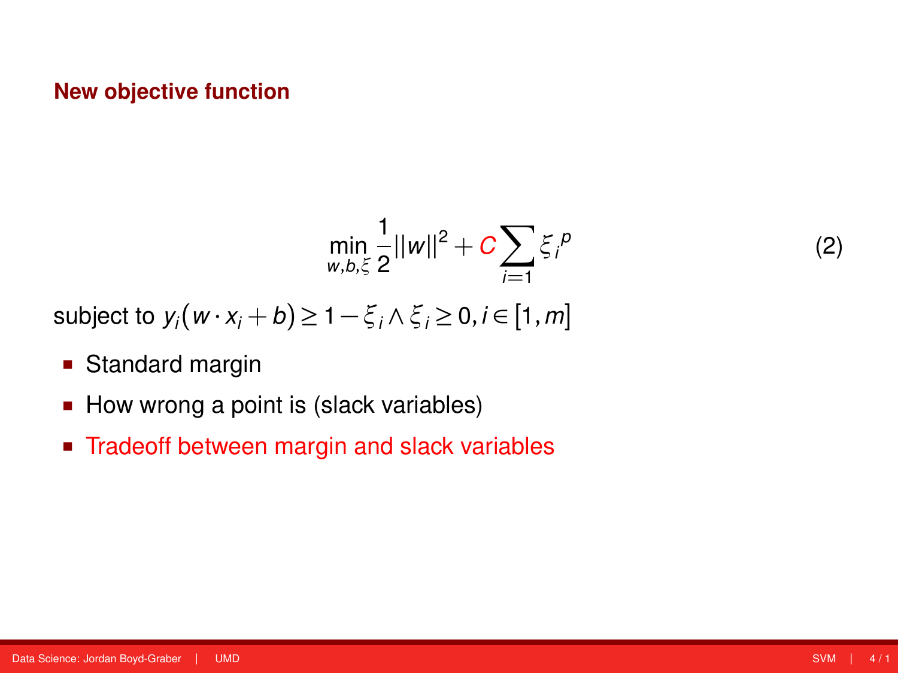## New objective function

$$\min_{w,b,\xi} \frac{1}{2}||w||^2 + C \sum_{i=1} {\xi_i}^p \tag{2}$$

subject to $y_i(w \cdot x_i + b) \geq 1 - \xi_i \wedge \xi_i \geq 0, i \in [1, m]$

- Standard margin
- How wrong a point is (slack variables)
- Tradeoff between margin and slack variables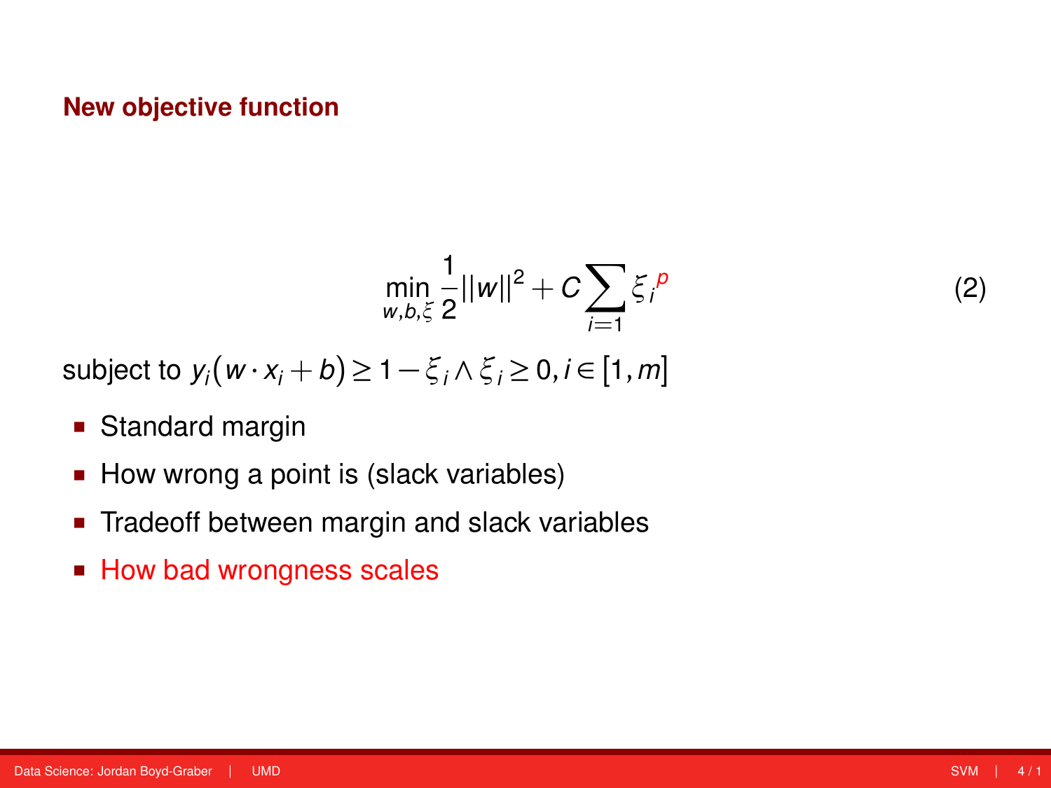## New objective function

$$\min_{w,b,\xi} \frac{1}{2}||w||^2 + C \sum_{i=1} \xi_i^{\,p} \tag{2}$$

subject to $y_i(w \cdot x_i + b) \geq 1 - \xi_i \wedge \xi_i \geq 0, i \in [1, m]$

- Standard margin
- How wrong a point is (slack variables)
- Tradeoff between margin and slack variables
- How bad wrongness scales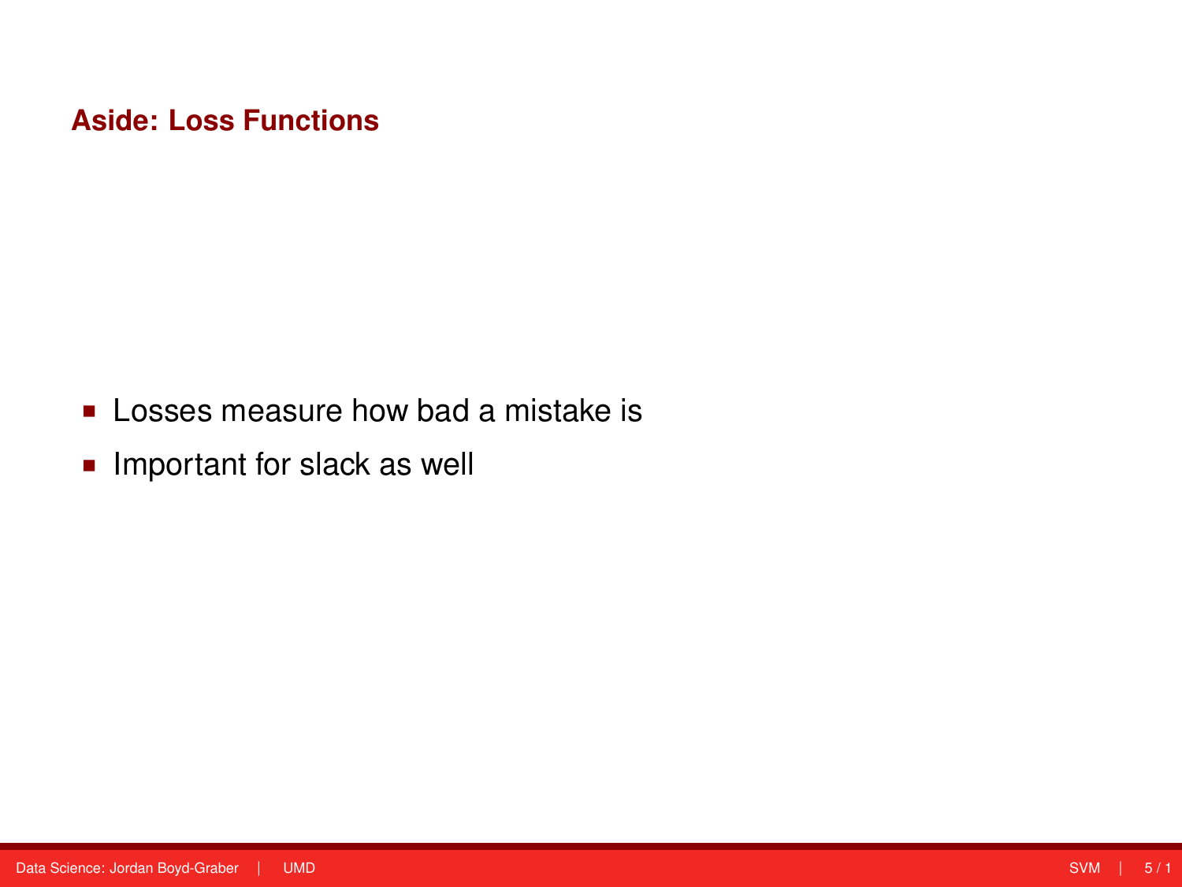## Aside: Loss Functions

- Losses measure how bad a mistake is
- Important for slack as well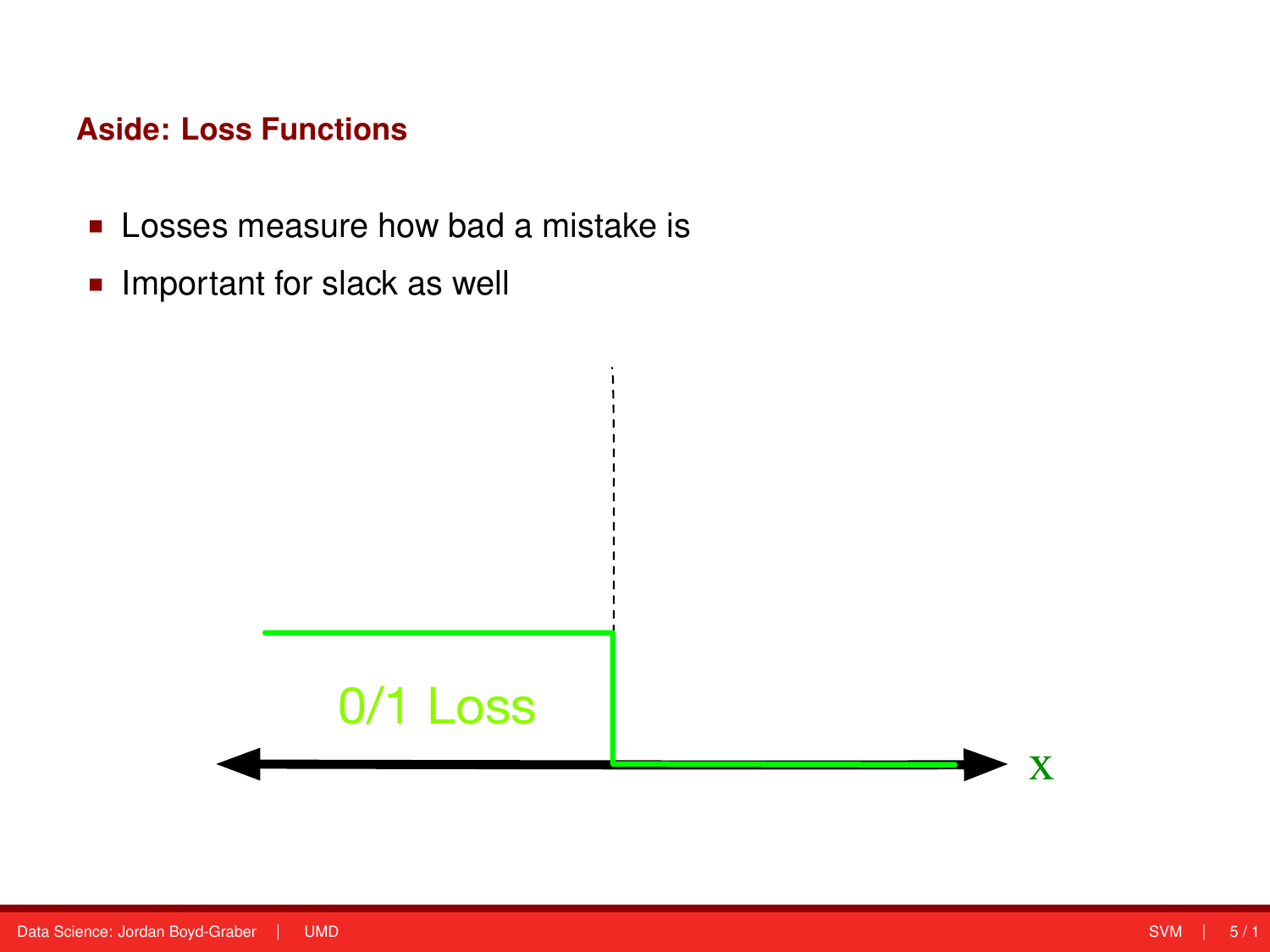## Aside: Loss Functions

- Losses measure how bad a mistake is
- Important for slack as well

0/1 Loss

x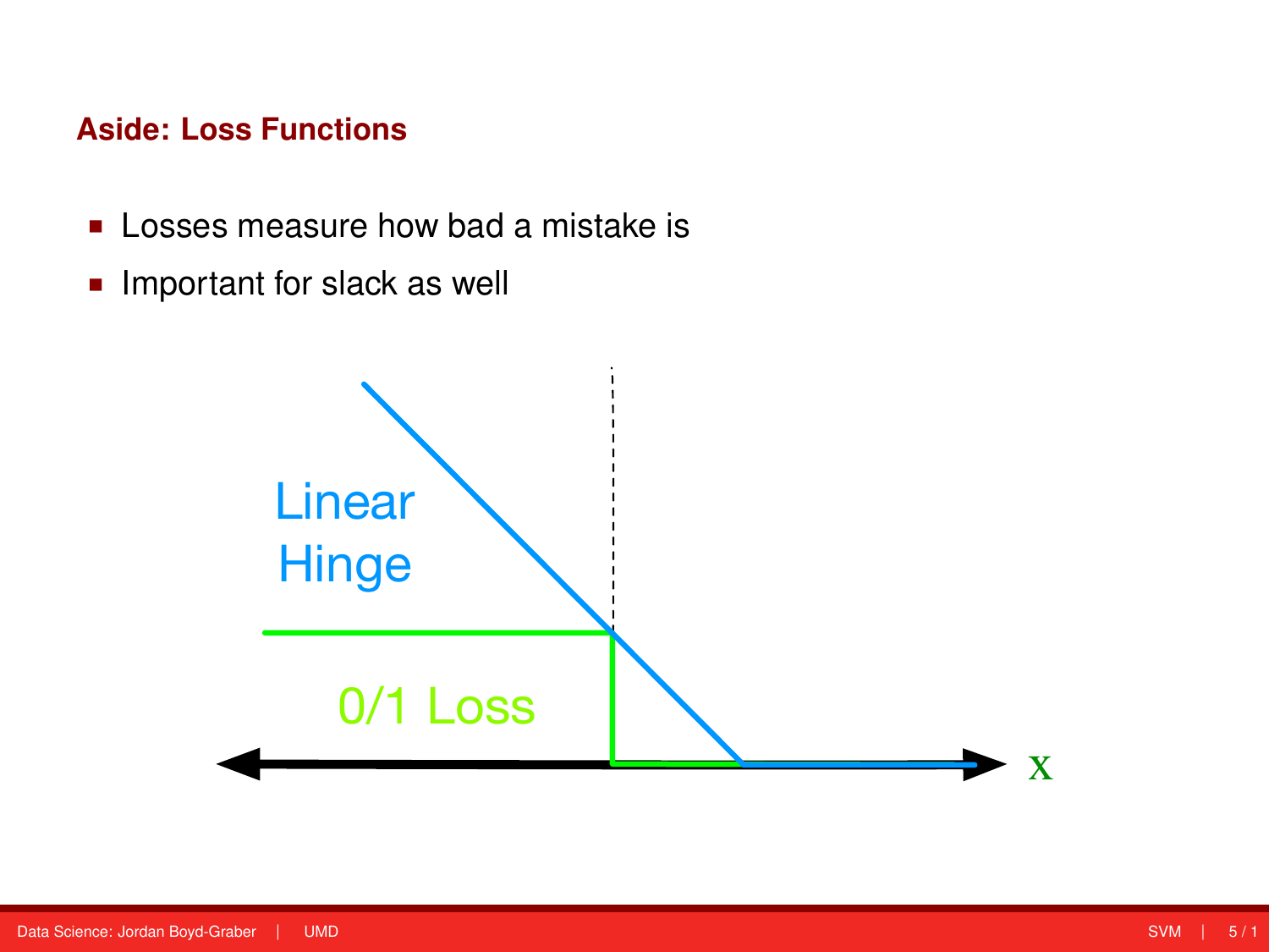## Aside: Loss Functions

- Losses measure how bad a mistake is
- Important for slack as well

Linear Hinge

0/1 Loss

x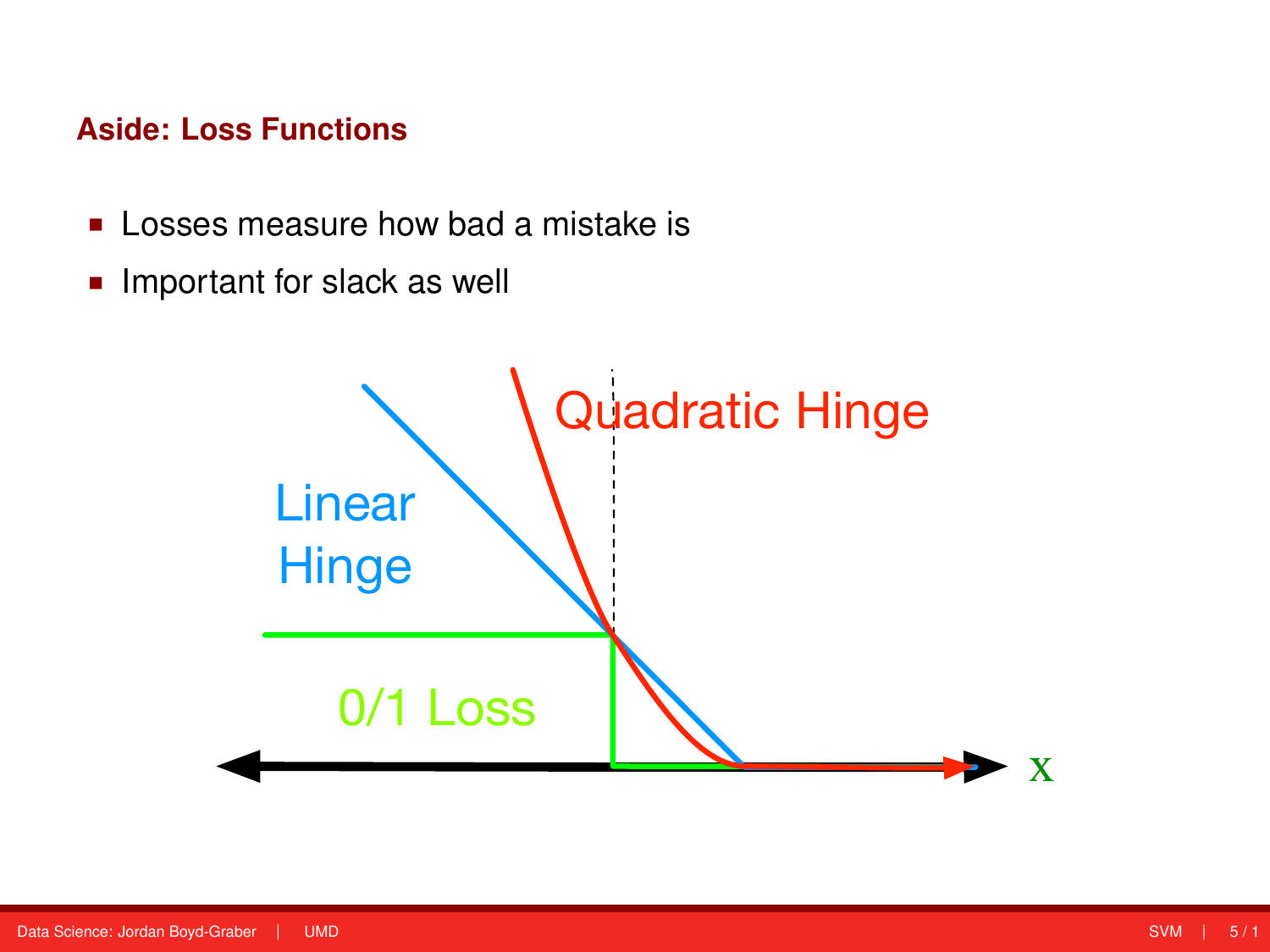## Aside: Loss Functions

- Losses measure how bad a mistake is
- Important for slack as well

Linear Hinge

Quadratic Hinge

0/1 Loss

x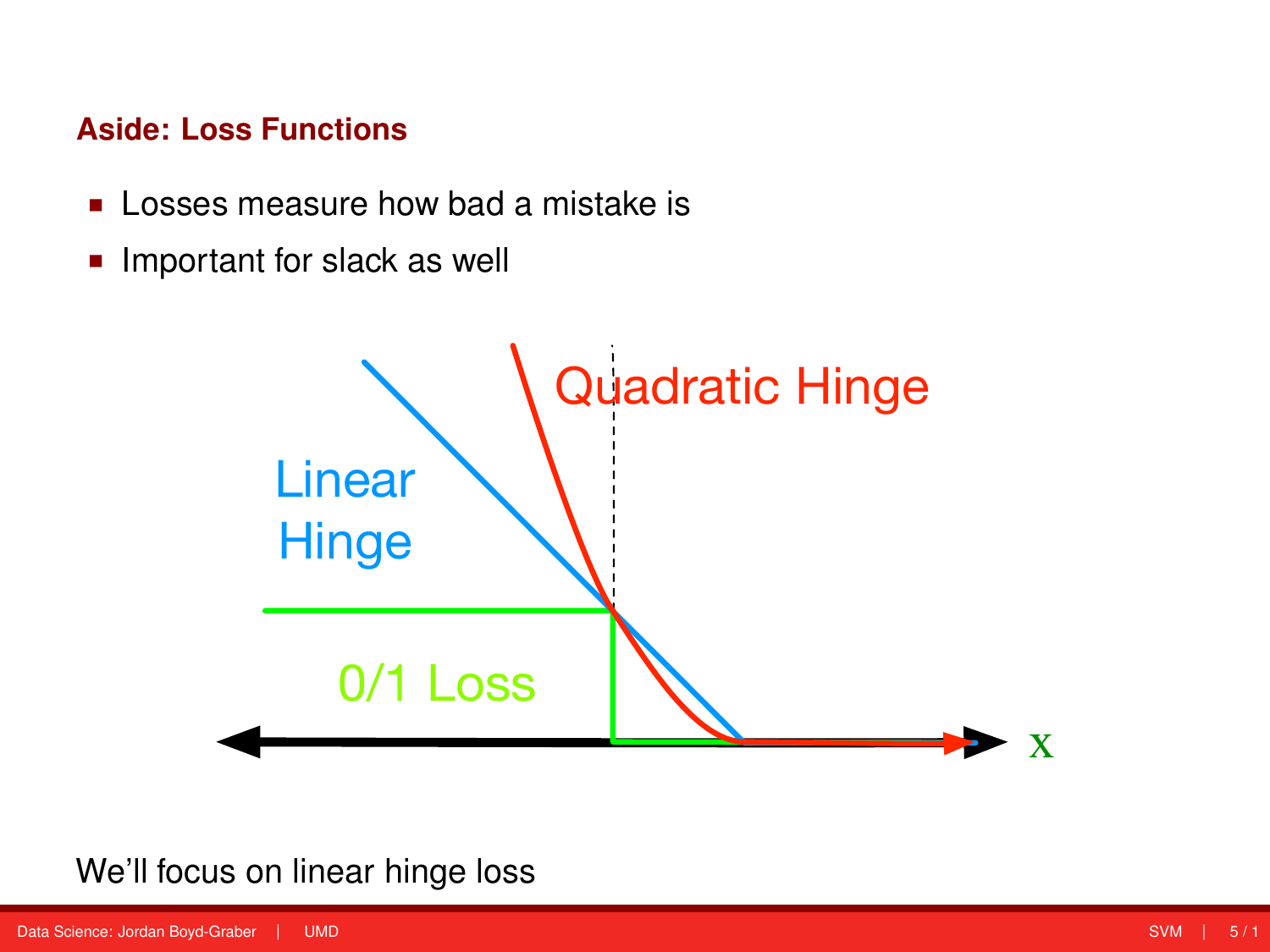## Aside: Loss Functions

- Losses measure how bad a mistake is
- Important for slack as well

We'll focus on linear hinge loss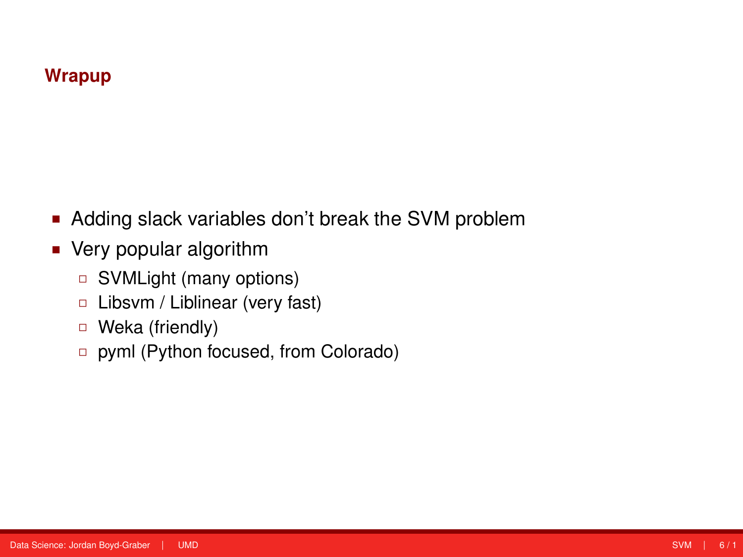## Wrapup

- Adding slack variables don't break the SVM problem
- Very popular algorithm
  - SVMLight (many options)
  - Libsvm / Liblinear (very fast)
  - Weka (friendly)
  - pyml (Python focused, from Colorado)